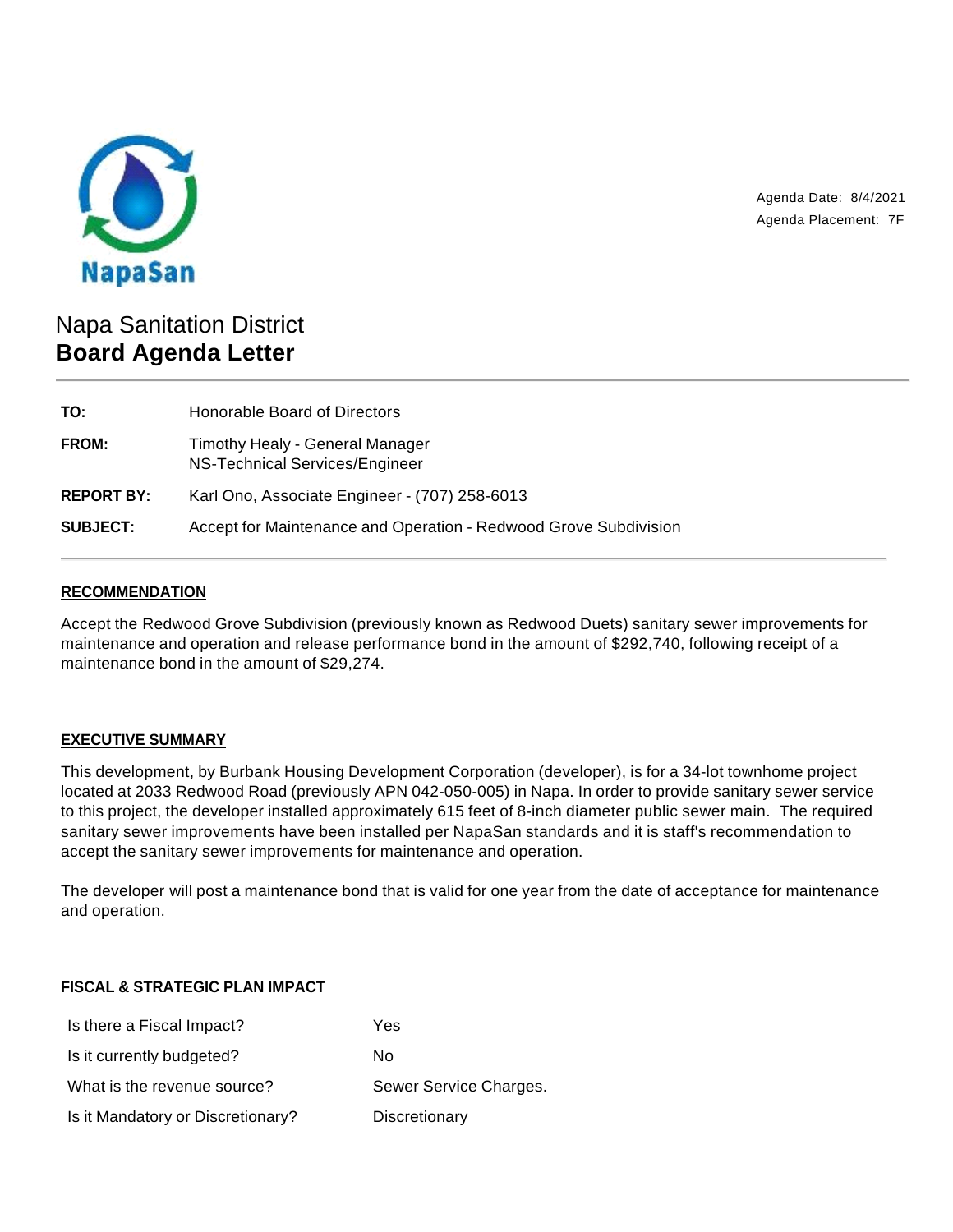NapaSan

Agenda Date: 8/4/2021
Agenda Placement: 7F

# Napa Sanitation District
# **Board Agenda Letter**

---

| | |
|---|---|
| **TO:** | Honorable Board of Directors |
| **FROM:** | Timothy Healy - General Manager<br>NS-Technical Services/Engineer |
| **REPORT BY:** | Karl Ono, Associate Engineer - (707) 258-6013 |
| **SUBJECT:** | Accept for Maintenance and Operation - Redwood Grove Subdivision |

---

## RECOMMENDATION

Accept the Redwood Grove Subdivision (previously known as Redwood Duets) sanitary sewer improvements for maintenance and operation and release performance bond in the amount of $292,740, following receipt of a maintenance bond in the amount of $29,274.

## EXECUTIVE SUMMARY

This development, by Burbank Housing Development Corporation (developer), is for a 34-lot townhome project located at 2033 Redwood Road (previously APN 042-050-005) in Napa. In order to provide sanitary sewer service to this project, the developer installed approximately 615 feet of 8-inch diameter public sewer main. The required sanitary sewer improvements have been installed per NapaSan standards and it is staff's recommendation to accept the sanitary sewer improvements for maintenance and operation.

The developer will post a maintenance bond that is valid for one year from the date of acceptance for maintenance and operation.

## FISCAL & STRATEGIC PLAN IMPACT

| | |
|---|---|
| Is there a Fiscal Impact? | Yes |
| Is it currently budgeted? | No |
| What is the revenue source? | Sewer Service Charges. |
| Is it Mandatory or Discretionary? | Discretionary |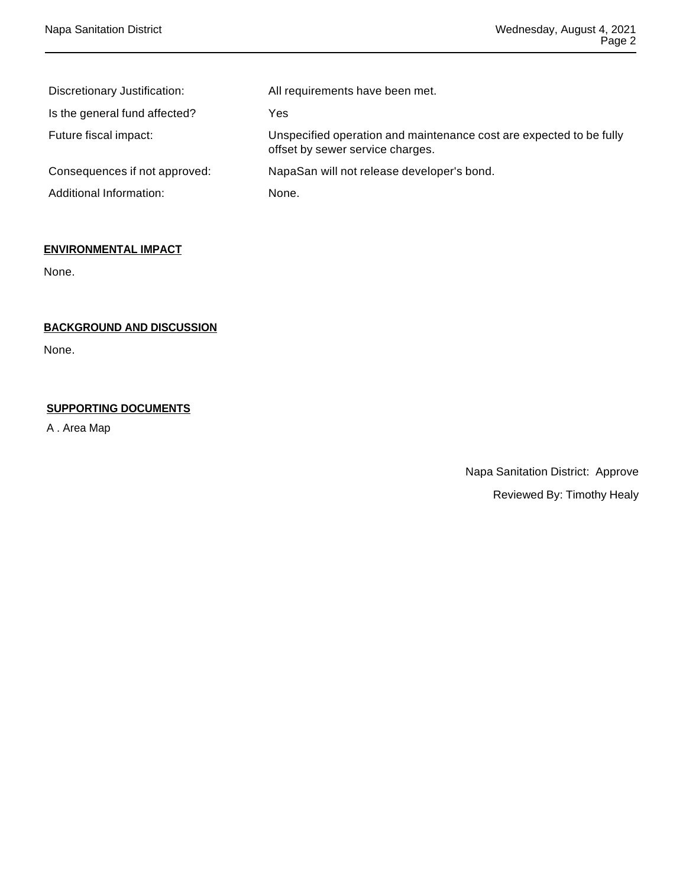| | |
|---|---|
| Discretionary Justification: | All requirements have been met. |
| Is the general fund affected? | Yes |
| Future fiscal impact: | Unspecified operation and maintenance cost are expected to be fully offset by sewer service charges. |
| Consequences if not approved: | NapaSan will not release developer's bond. |
| Additional Information: | None. |

**ENVIRONMENTAL IMPACT**

None.

**BACKGROUND AND DISCUSSION**

None.

**SUPPORTING DOCUMENTS**

A . Area Map

Napa Sanitation District: Approve

Reviewed By: Timothy Healy